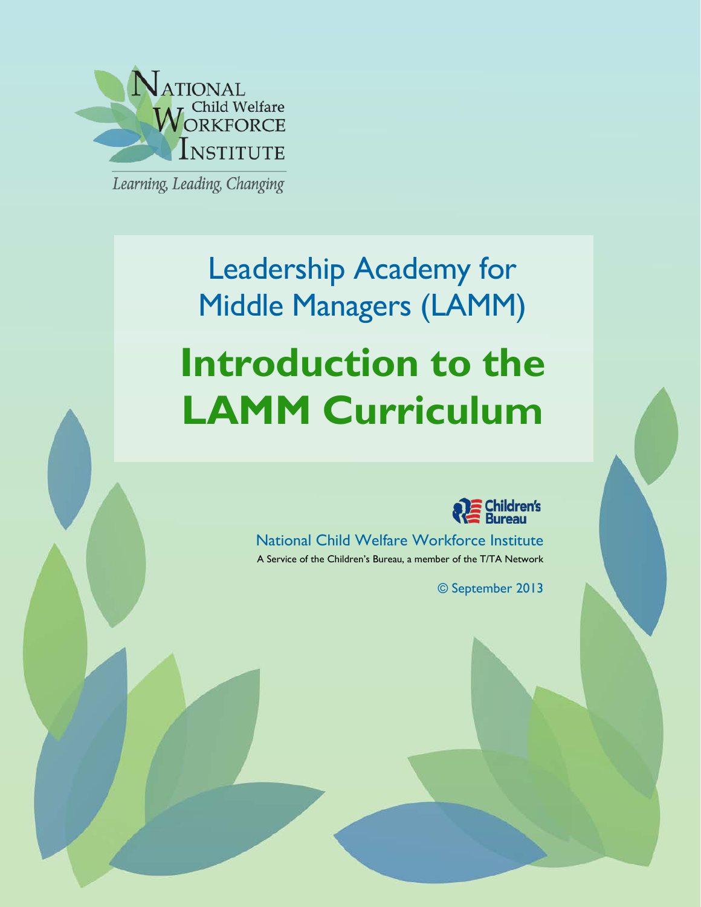National Child Welfare Workforce Institute

*Learning, Leading, Changing*

# Leadership Academy for Middle Managers (LAMM)

# Introduction to the LAMM Curriculum

Children's Bureau

National Child Welfare Workforce Institute

A Service of the Children's Bureau, a member of the T/TA Network

© September 2013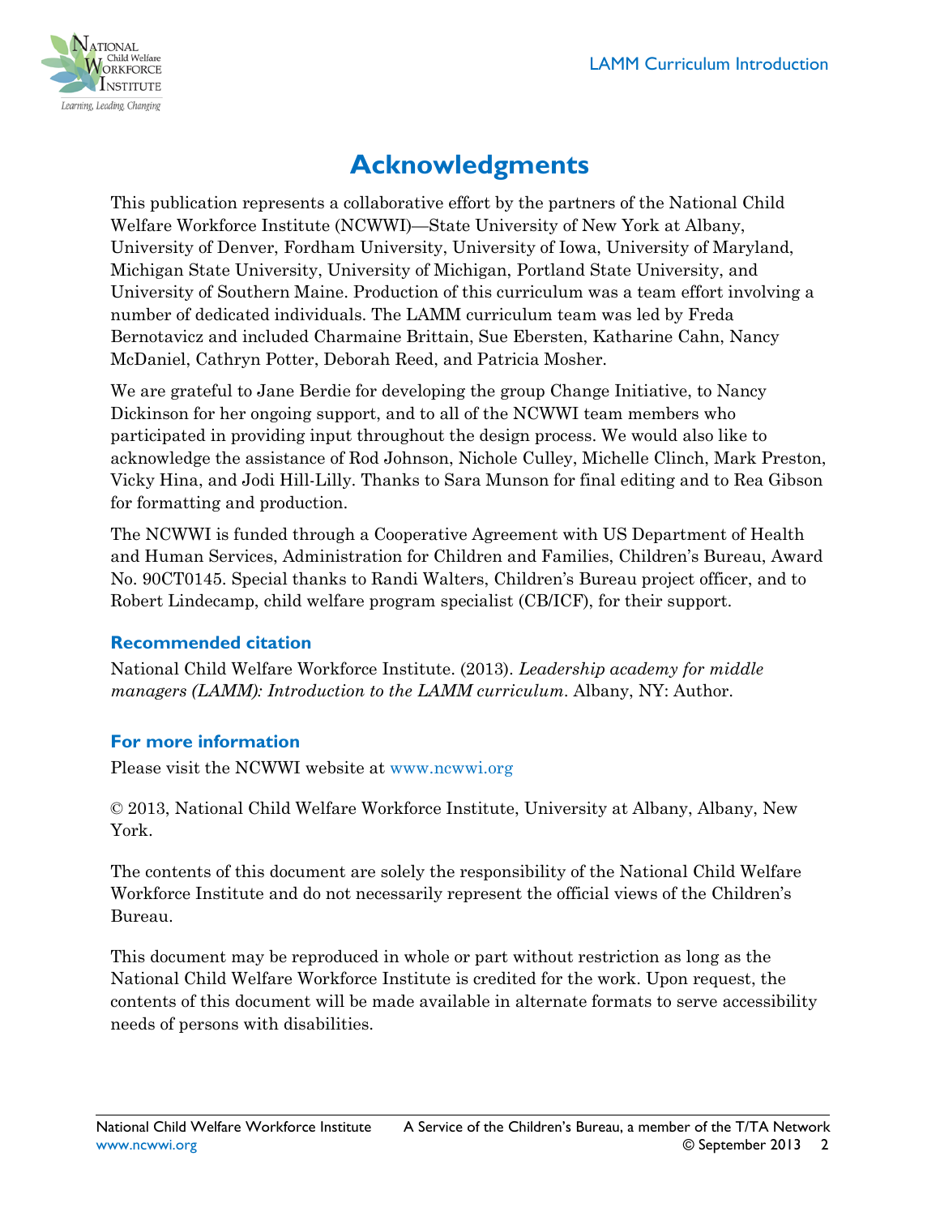# Acknowledgments

This publication represents a collaborative effort by the partners of the National Child Welfare Workforce Institute (NCWWI)—State University of New York at Albany, University of Denver, Fordham University, University of Iowa, University of Maryland, Michigan State University, University of Michigan, Portland State University, and University of Southern Maine. Production of this curriculum was a team effort involving a number of dedicated individuals. The LAMM curriculum team was led by Freda Bernotavicz and included Charmaine Brittain, Sue Ebersten, Katharine Cahn, Nancy McDaniel, Cathryn Potter, Deborah Reed, and Patricia Mosher.

We are grateful to Jane Berdie for developing the group Change Initiative, to Nancy Dickinson for her ongoing support, and to all of the NCWWI team members who participated in providing input throughout the design process. We would also like to acknowledge the assistance of Rod Johnson, Nichole Culley, Michelle Clinch, Mark Preston, Vicky Hina, and Jodi Hill-Lilly. Thanks to Sara Munson for final editing and to Rea Gibson for formatting and production.

The NCWWI is funded through a Cooperative Agreement with US Department of Health and Human Services, Administration for Children and Families, Children's Bureau, Award No. 90CT0145. Special thanks to Randi Walters, Children's Bureau project officer, and to Robert Lindecamp, child welfare program specialist (CB/ICF), for their support.

### Recommended citation

National Child Welfare Workforce Institute. (2013). *Leadership academy for middle managers (LAMM): Introduction to the LAMM curriculum*. Albany, NY: Author.

### For more information

Please visit the NCWWI website at www.ncwwi.org

© 2013, National Child Welfare Workforce Institute, University at Albany, Albany, New York.

The contents of this document are solely the responsibility of the National Child Welfare Workforce Institute and do not necessarily represent the official views of the Children's Bureau.

This document may be reproduced in whole or part without restriction as long as the National Child Welfare Workforce Institute is credited for the work. Upon request, the contents of this document will be made available in alternate formats to serve accessibility needs of persons with disabilities.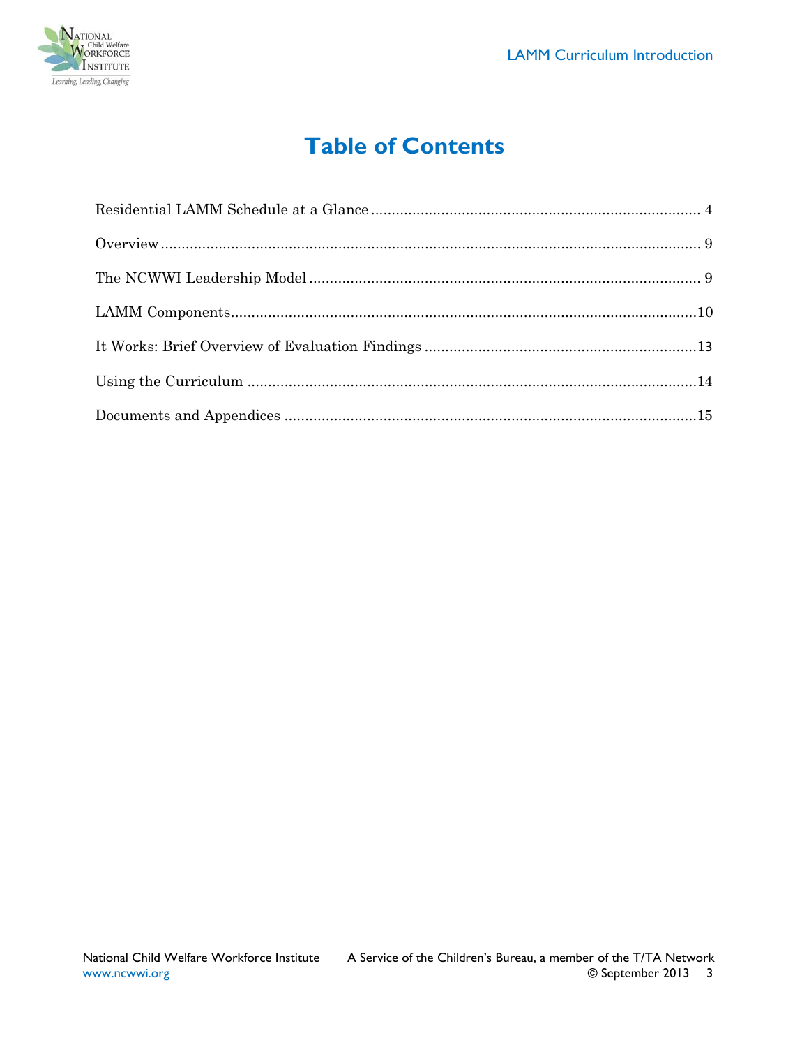# Table of Contents

Residential LAMM Schedule at a Glance ........ 4

Overview ........ 9

The NCWWI Leadership Model ........ 9

LAMM Components ........ 10

It Works: Brief Overview of Evaluation Findings ........ 13

Using the Curriculum ........ 14

Documents and Appendices ........ 15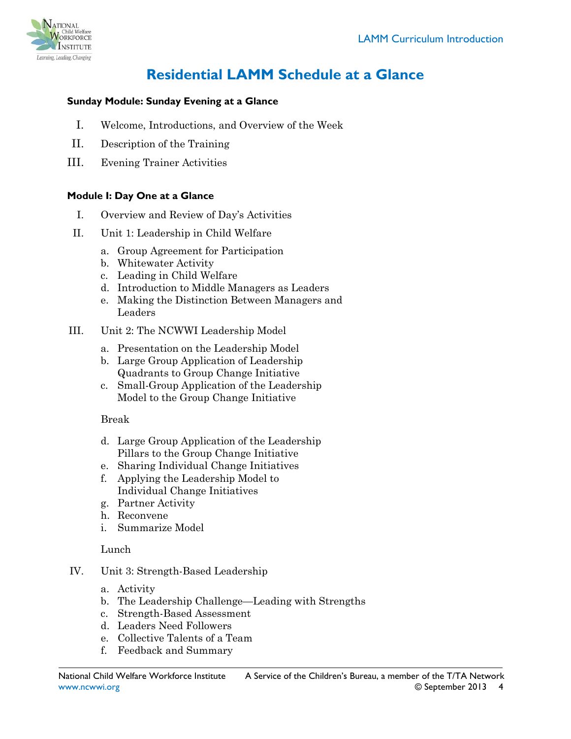# Residential LAMM Schedule at a Glance

**Sunday Module: Sunday Evening at a Glance**

I. Welcome, Introductions, and Overview of the Week

II. Description of the Training

III. Evening Trainer Activities

**Module I: Day One at a Glance**

I. Overview and Review of Day's Activities

II. Unit 1: Leadership in Child Welfare

   a. Group Agreement for Participation
   b. Whitewater Activity
   c. Leading in Child Welfare
   d. Introduction to Middle Managers as Leaders
   e. Making the Distinction Between Managers and Leaders

III. Unit 2: The NCWWI Leadership Model

   a. Presentation on the Leadership Model
   b. Large Group Application of Leadership Quadrants to Group Change Initiative
   c. Small-Group Application of the Leadership Model to the Group Change Initiative

   Break

   d. Large Group Application of the Leadership Pillars to the Group Change Initiative
   e. Sharing Individual Change Initiatives
   f. Applying the Leadership Model to Individual Change Initiatives
   g. Partner Activity
   h. Reconvene
   i. Summarize Model

   Lunch

IV. Unit 3: Strength-Based Leadership

   a. Activity
   b. The Leadership Challenge—Leading with Strengths
   c. Strength-Based Assessment
   d. Leaders Need Followers
   e. Collective Talents of a Team
   f. Feedback and Summary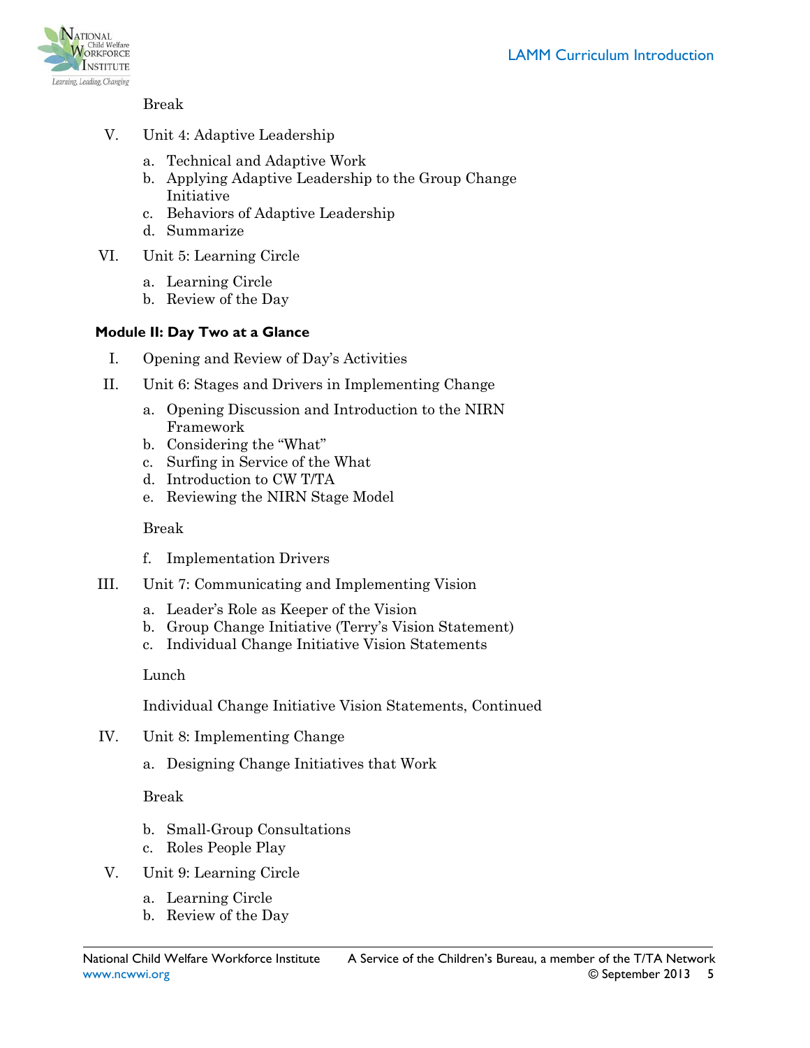Break

V. Unit 4: Adaptive Leadership

   a. Technical and Adaptive Work
   b. Applying Adaptive Leadership to the Group Change Initiative
   c. Behaviors of Adaptive Leadership
   d. Summarize

VI. Unit 5: Learning Circle

   a. Learning Circle
   b. Review of the Day

**Module II: Day Two at a Glance**

I. Opening and Review of Day's Activities

II. Unit 6: Stages and Drivers in Implementing Change

   a. Opening Discussion and Introduction to the NIRN Framework
   b. Considering the "What"
   c. Surfing in Service of the What
   d. Introduction to CW T/TA
   e. Reviewing the NIRN Stage Model

   Break

   f. Implementation Drivers

III. Unit 7: Communicating and Implementing Vision

   a. Leader's Role as Keeper of the Vision
   b. Group Change Initiative (Terry's Vision Statement)
   c. Individual Change Initiative Vision Statements

   Lunch

   Individual Change Initiative Vision Statements, Continued

IV. Unit 8: Implementing Change

   a. Designing Change Initiatives that Work

   Break

   b. Small-Group Consultations
   c. Roles People Play

V. Unit 9: Learning Circle

   a. Learning Circle
   b. Review of the Day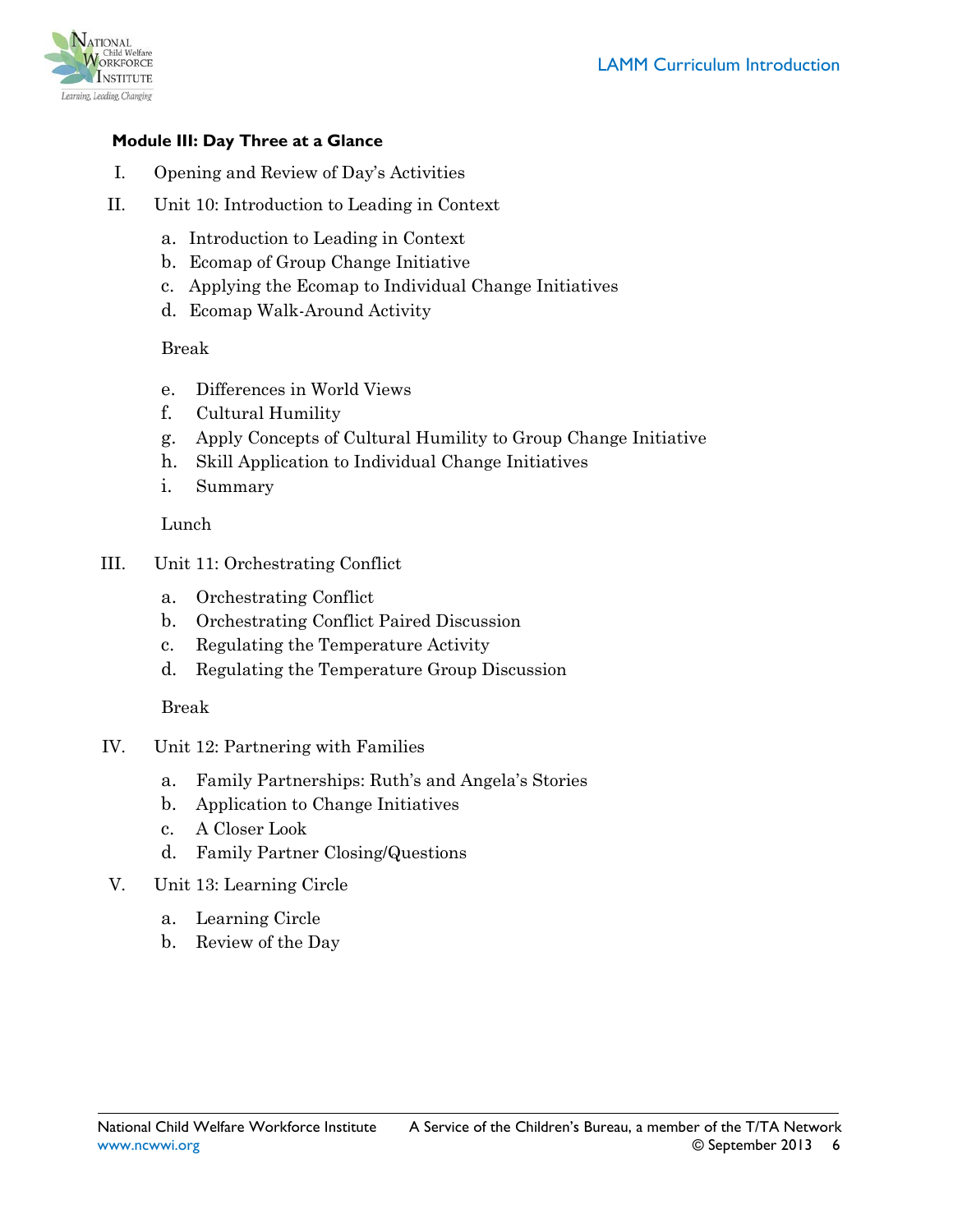**Module III: Day Three at a Glance**

I. Opening and Review of Day's Activities

II. Unit 10: Introduction to Leading in Context

   a. Introduction to Leading in Context
   b. Ecomap of Group Change Initiative
   c. Applying the Ecomap to Individual Change Initiatives
   d. Ecomap Walk-Around Activity

   Break

   e. Differences in World Views
   f. Cultural Humility
   g. Apply Concepts of Cultural Humility to Group Change Initiative
   h. Skill Application to Individual Change Initiatives
   i. Summary

   Lunch

III. Unit 11: Orchestrating Conflict

   a. Orchestrating Conflict
   b. Orchestrating Conflict Paired Discussion
   c. Regulating the Temperature Activity
   d. Regulating the Temperature Group Discussion

   Break

IV. Unit 12: Partnering with Families

   a. Family Partnerships: Ruth's and Angela's Stories
   b. Application to Change Initiatives
   c. A Closer Look
   d. Family Partner Closing/Questions

V. Unit 13: Learning Circle

   a. Learning Circle
   b. Review of the Day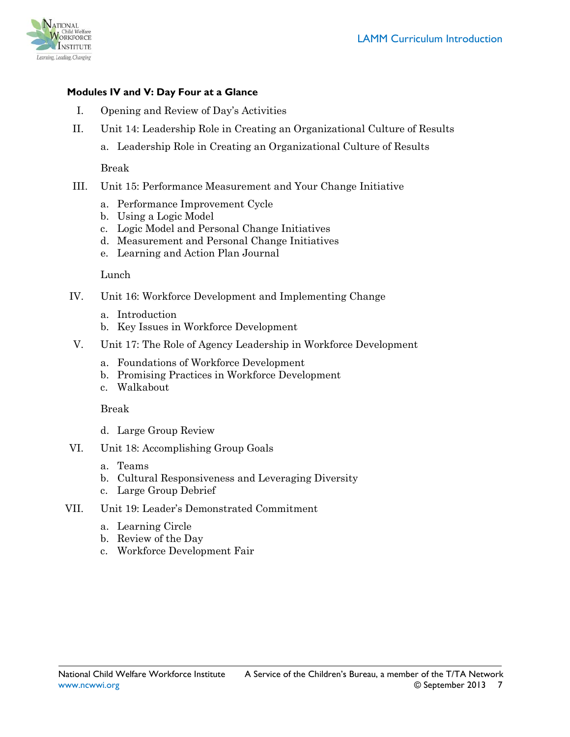**Modules IV and V: Day Four at a Glance**

I. Opening and Review of Day's Activities

II. Unit 14: Leadership Role in Creating an Organizational Culture of Results

   a. Leadership Role in Creating an Organizational Culture of Results

   Break

III. Unit 15: Performance Measurement and Your Change Initiative

   a. Performance Improvement Cycle
   b. Using a Logic Model
   c. Logic Model and Personal Change Initiatives
   d. Measurement and Personal Change Initiatives
   e. Learning and Action Plan Journal

   Lunch

IV. Unit 16: Workforce Development and Implementing Change

   a. Introduction
   b. Key Issues in Workforce Development

V. Unit 17: The Role of Agency Leadership in Workforce Development

   a. Foundations of Workforce Development
   b. Promising Practices in Workforce Development
   c. Walkabout

   Break

   d. Large Group Review

VI. Unit 18: Accomplishing Group Goals

   a. Teams
   b. Cultural Responsiveness and Leveraging Diversity
   c. Large Group Debrief

VII. Unit 19: Leader's Demonstrated Commitment

   a. Learning Circle
   b. Review of the Day
   c. Workforce Development Fair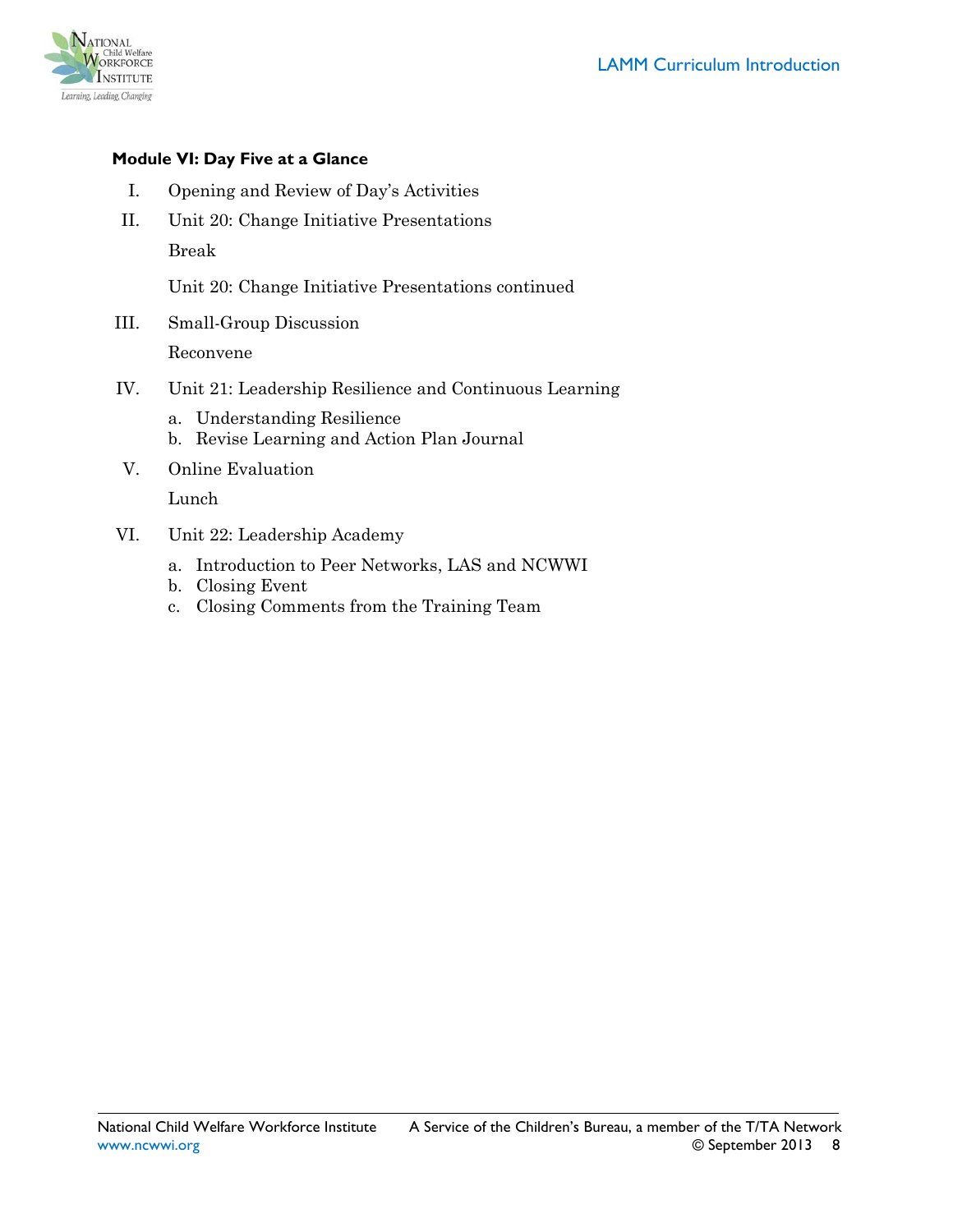**Module VI: Day Five at a Glance**

I. Opening and Review of Day's Activities

II. Unit 20: Change Initiative Presentations

    Break

    Unit 20: Change Initiative Presentations continued

III. Small-Group Discussion

    Reconvene

IV. Unit 21: Leadership Resilience and Continuous Learning

    a. Understanding Resilience
    b. Revise Learning and Action Plan Journal

V. Online Evaluation

    Lunch

VI. Unit 22: Leadership Academy

    a. Introduction to Peer Networks, LAS and NCWWI
    b. Closing Event
    c. Closing Comments from the Training Team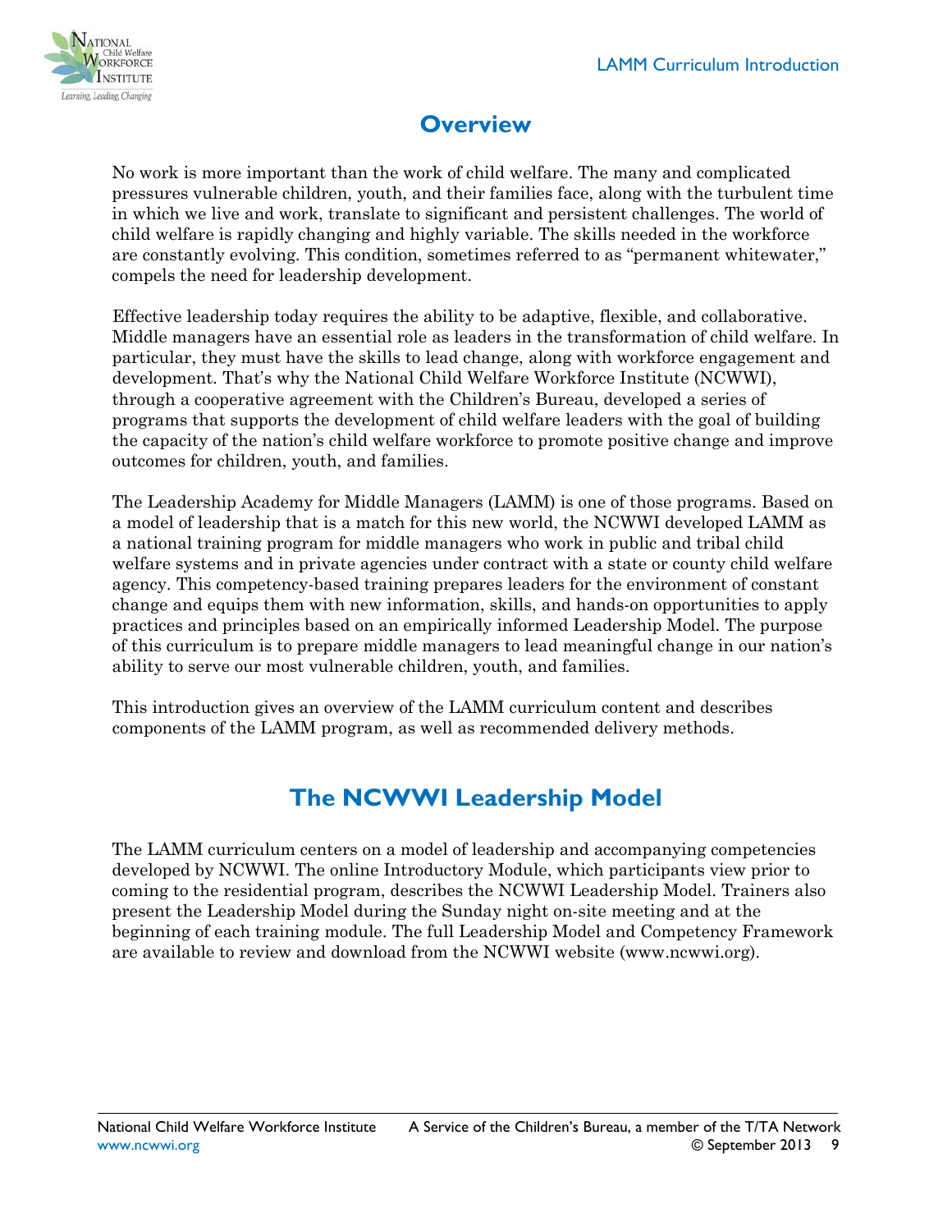## Overview

No work is more important than the work of child welfare. The many and complicated pressures vulnerable children, youth, and their families face, along with the turbulent time in which we live and work, translate to significant and persistent challenges. The world of child welfare is rapidly changing and highly variable. The skills needed in the workforce are constantly evolving. This condition, sometimes referred to as "permanent whitewater," compels the need for leadership development.

Effective leadership today requires the ability to be adaptive, flexible, and collaborative. Middle managers have an essential role as leaders in the transformation of child welfare. In particular, they must have the skills to lead change, along with workforce engagement and development. That's why the National Child Welfare Workforce Institute (NCWWI), through a cooperative agreement with the Children's Bureau, developed a series of programs that supports the development of child welfare leaders with the goal of building the capacity of the nation's child welfare workforce to promote positive change and improve outcomes for children, youth, and families.

The Leadership Academy for Middle Managers (LAMM) is one of those programs. Based on a model of leadership that is a match for this new world, the NCWWI developed LAMM as a national training program for middle managers who work in public and tribal child welfare systems and in private agencies under contract with a state or county child welfare agency. This competency-based training prepares leaders for the environment of constant change and equips them with new information, skills, and hands-on opportunities to apply practices and principles based on an empirically informed Leadership Model. The purpose of this curriculum is to prepare middle managers to lead meaningful change in our nation's ability to serve our most vulnerable children, youth, and families.

This introduction gives an overview of the LAMM curriculum content and describes components of the LAMM program, as well as recommended delivery methods.

## The NCWWI Leadership Model

The LAMM curriculum centers on a model of leadership and accompanying competencies developed by NCWWI. The online Introductory Module, which participants view prior to coming to the residential program, describes the NCWWI Leadership Model. Trainers also present the Leadership Model during the Sunday night on-site meeting and at the beginning of each training module. The full Leadership Model and Competency Framework are available to review and download from the NCWWI website (www.ncwwi.org).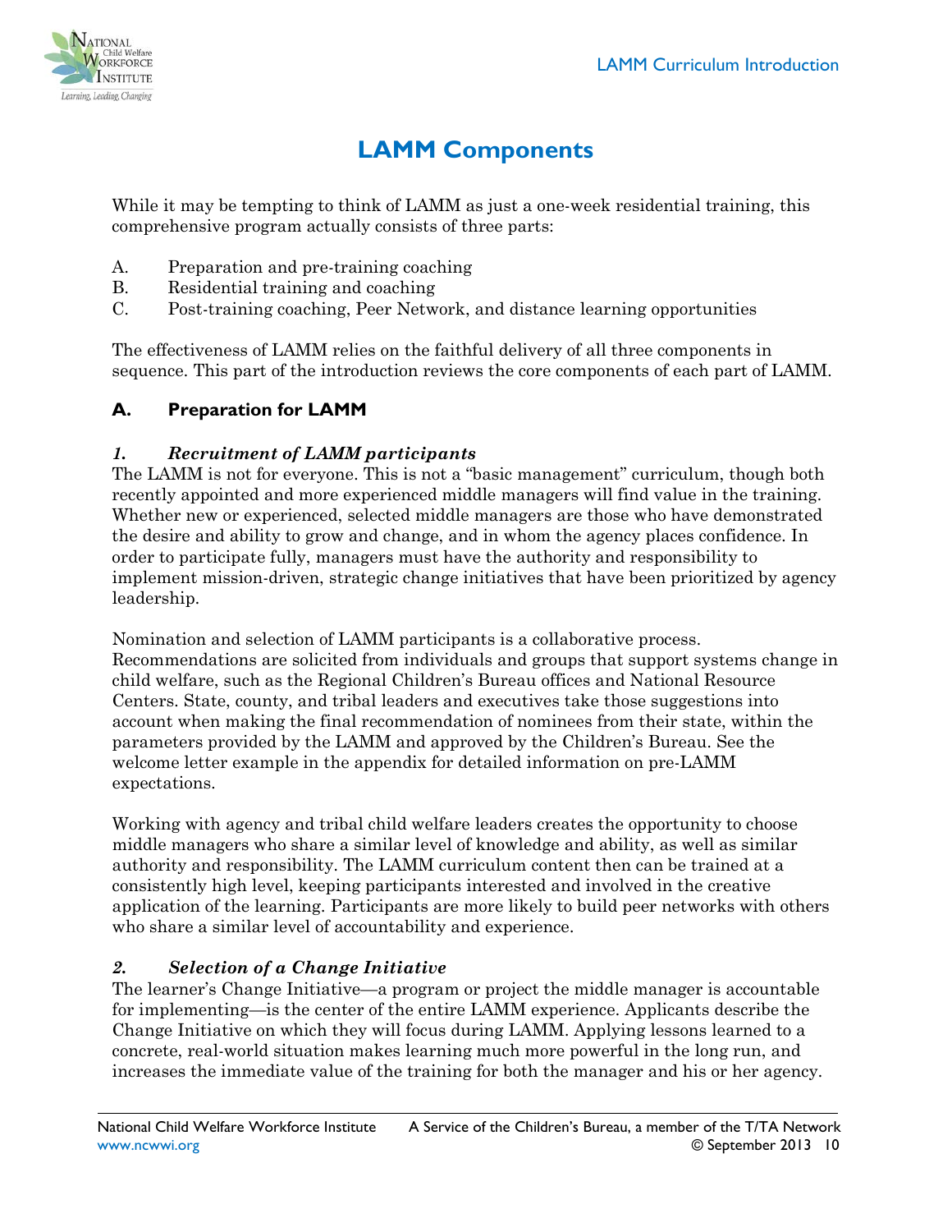# LAMM Components

While it may be tempting to think of LAMM as just a one-week residential training, this comprehensive program actually consists of three parts:

A. Preparation and pre-training coaching
B. Residential training and coaching
C. Post-training coaching, Peer Network, and distance learning opportunities

The effectiveness of LAMM relies on the faithful delivery of all three components in sequence. This part of the introduction reviews the core components of each part of LAMM.

## A. Preparation for LAMM

### *1. Recruitment of LAMM participants*

The LAMM is not for everyone. This is not a "basic management" curriculum, though both recently appointed and more experienced middle managers will find value in the training. Whether new or experienced, selected middle managers are those who have demonstrated the desire and ability to grow and change, and in whom the agency places confidence. In order to participate fully, managers must have the authority and responsibility to implement mission-driven, strategic change initiatives that have been prioritized by agency leadership.

Nomination and selection of LAMM participants is a collaborative process. Recommendations are solicited from individuals and groups that support systems change in child welfare, such as the Regional Children's Bureau offices and National Resource Centers. State, county, and tribal leaders and executives take those suggestions into account when making the final recommendation of nominees from their state, within the parameters provided by the LAMM and approved by the Children's Bureau. See the welcome letter example in the appendix for detailed information on pre-LAMM expectations.

Working with agency and tribal child welfare leaders creates the opportunity to choose middle managers who share a similar level of knowledge and ability, as well as similar authority and responsibility. The LAMM curriculum content then can be trained at a consistently high level, keeping participants interested and involved in the creative application of the learning. Participants are more likely to build peer networks with others who share a similar level of accountability and experience.

### *2. Selection of a Change Initiative*

The learner's Change Initiative—a program or project the middle manager is accountable for implementing—is the center of the entire LAMM experience. Applicants describe the Change Initiative on which they will focus during LAMM. Applying lessons learned to a concrete, real-world situation makes learning much more powerful in the long run, and increases the immediate value of the training for both the manager and his or her agency.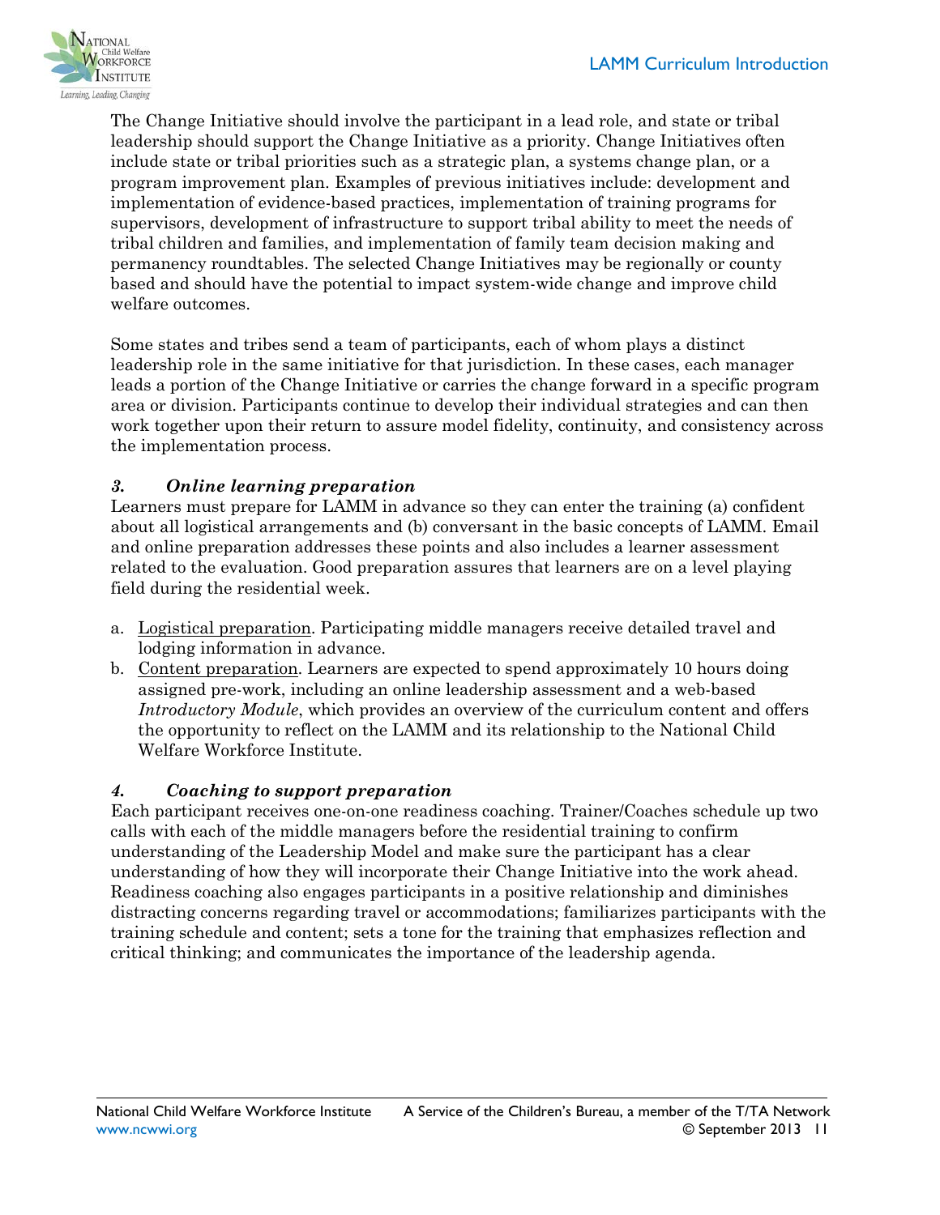The Change Initiative should involve the participant in a lead role, and state or tribal leadership should support the Change Initiative as a priority. Change Initiatives often include state or tribal priorities such as a strategic plan, a systems change plan, or a program improvement plan. Examples of previous initiatives include: development and implementation of evidence-based practices, implementation of training programs for supervisors, development of infrastructure to support tribal ability to meet the needs of tribal children and families, and implementation of family team decision making and permanency roundtables. The selected Change Initiatives may be regionally or county based and should have the potential to impact system-wide change and improve child welfare outcomes.

Some states and tribes send a team of participants, each of whom plays a distinct leadership role in the same initiative for that jurisdiction. In these cases, each manager leads a portion of the Change Initiative or carries the change forward in a specific program area or division. Participants continue to develop their individual strategies and can then work together upon their return to assure model fidelity, continuity, and consistency across the implementation process.

### *3. Online learning preparation*

Learners must prepare for LAMM in advance so they can enter the training (a) confident about all logistical arrangements and (b) conversant in the basic concepts of LAMM. Email and online preparation addresses these points and also includes a learner assessment related to the evaluation. Good preparation assures that learners are on a level playing field during the residential week.

a. Logistical preparation. Participating middle managers receive detailed travel and lodging information in advance.
b. Content preparation. Learners are expected to spend approximately 10 hours doing assigned pre-work, including an online leadership assessment and a web-based *Introductory Module*, which provides an overview of the curriculum content and offers the opportunity to reflect on the LAMM and its relationship to the National Child Welfare Workforce Institute.

### *4. Coaching to support preparation*

Each participant receives one-on-one readiness coaching. Trainer/Coaches schedule up two calls with each of the middle managers before the residential training to confirm understanding of the Leadership Model and make sure the participant has a clear understanding of how they will incorporate their Change Initiative into the work ahead. Readiness coaching also engages participants in a positive relationship and diminishes distracting concerns regarding travel or accommodations; familiarizes participants with the training schedule and content; sets a tone for the training that emphasizes reflection and critical thinking; and communicates the importance of the leadership agenda.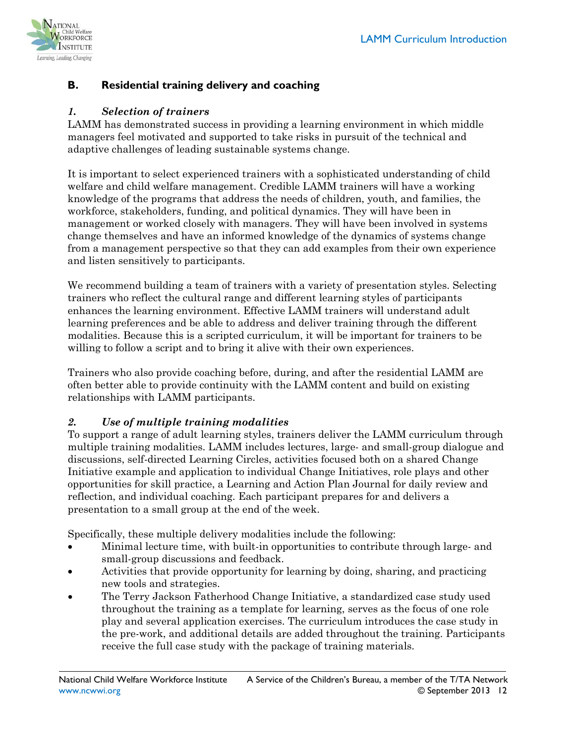## B. Residential training delivery and coaching

### *1. Selection of trainers*

LAMM has demonstrated success in providing a learning environment in which middle managers feel motivated and supported to take risks in pursuit of the technical and adaptive challenges of leading sustainable systems change.

It is important to select experienced trainers with a sophisticated understanding of child welfare and child welfare management. Credible LAMM trainers will have a working knowledge of the programs that address the needs of children, youth, and families, the workforce, stakeholders, funding, and political dynamics. They will have been in management or worked closely with managers. They will have been involved in systems change themselves and have an informed knowledge of the dynamics of systems change from a management perspective so that they can add examples from their own experience and listen sensitively to participants.

We recommend building a team of trainers with a variety of presentation styles. Selecting trainers who reflect the cultural range and different learning styles of participants enhances the learning environment. Effective LAMM trainers will understand adult learning preferences and be able to address and deliver training through the different modalities. Because this is a scripted curriculum, it will be important for trainers to be willing to follow a script and to bring it alive with their own experiences.

Trainers who also provide coaching before, during, and after the residential LAMM are often better able to provide continuity with the LAMM content and build on existing relationships with LAMM participants.

### *2. Use of multiple training modalities*

To support a range of adult learning styles, trainers deliver the LAMM curriculum through multiple training modalities. LAMM includes lectures, large- and small-group dialogue and discussions, self-directed Learning Circles, activities focused both on a shared Change Initiative example and application to individual Change Initiatives, role plays and other opportunities for skill practice, a Learning and Action Plan Journal for daily review and reflection, and individual coaching. Each participant prepares for and delivers a presentation to a small group at the end of the week.

Specifically, these multiple delivery modalities include the following:

- Minimal lecture time, with built-in opportunities to contribute through large- and small-group discussions and feedback.
- Activities that provide opportunity for learning by doing, sharing, and practicing new tools and strategies.
- The Terry Jackson Fatherhood Change Initiative, a standardized case study used throughout the training as a template for learning, serves as the focus of one role play and several application exercises. The curriculum introduces the case study in the pre-work, and additional details are added throughout the training. Participants receive the full case study with the package of training materials.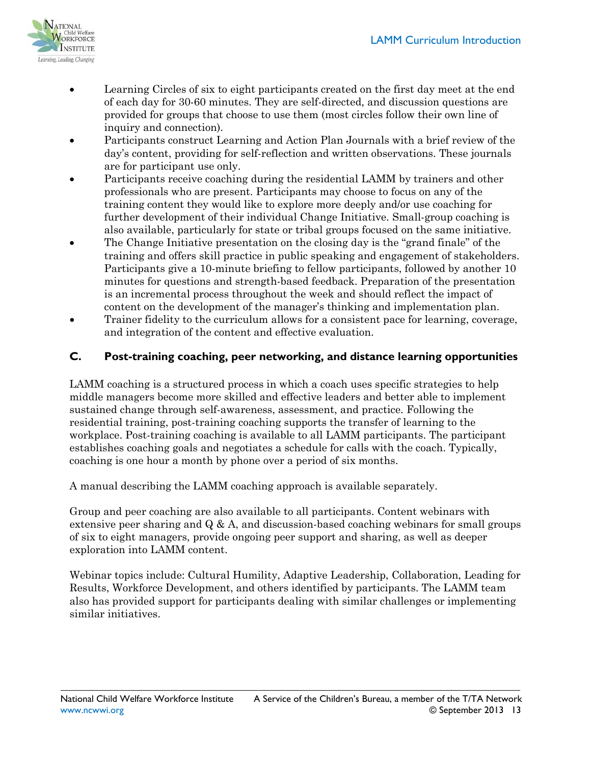- Learning Circles of six to eight participants created on the first day meet at the end of each day for 30-60 minutes. They are self-directed, and discussion questions are provided for groups that choose to use them (most circles follow their own line of inquiry and connection).
- Participants construct Learning and Action Plan Journals with a brief review of the day's content, providing for self-reflection and written observations. These journals are for participant use only.
- Participants receive coaching during the residential LAMM by trainers and other professionals who are present. Participants may choose to focus on any of the training content they would like to explore more deeply and/or use coaching for further development of their individual Change Initiative. Small-group coaching is also available, particularly for state or tribal groups focused on the same initiative.
- The Change Initiative presentation on the closing day is the "grand finale" of the training and offers skill practice in public speaking and engagement of stakeholders. Participants give a 10-minute briefing to fellow participants, followed by another 10 minutes for questions and strength-based feedback. Preparation of the presentation is an incremental process throughout the week and should reflect the impact of content on the development of the manager's thinking and implementation plan.
- Trainer fidelity to the curriculum allows for a consistent pace for learning, coverage, and integration of the content and effective evaluation.

### C. Post-training coaching, peer networking, and distance learning opportunities

LAMM coaching is a structured process in which a coach uses specific strategies to help middle managers become more skilled and effective leaders and better able to implement sustained change through self-awareness, assessment, and practice. Following the residential training, post-training coaching supports the transfer of learning to the workplace. Post-training coaching is available to all LAMM participants. The participant establishes coaching goals and negotiates a schedule for calls with the coach. Typically, coaching is one hour a month by phone over a period of six months.

A manual describing the LAMM coaching approach is available separately.

Group and peer coaching are also available to all participants. Content webinars with extensive peer sharing and Q & A, and discussion-based coaching webinars for small groups of six to eight managers, provide ongoing peer support and sharing, as well as deeper exploration into LAMM content.

Webinar topics include: Cultural Humility, Adaptive Leadership, Collaboration, Leading for Results, Workforce Development, and others identified by participants. The LAMM team also has provided support for participants dealing with similar challenges or implementing similar initiatives.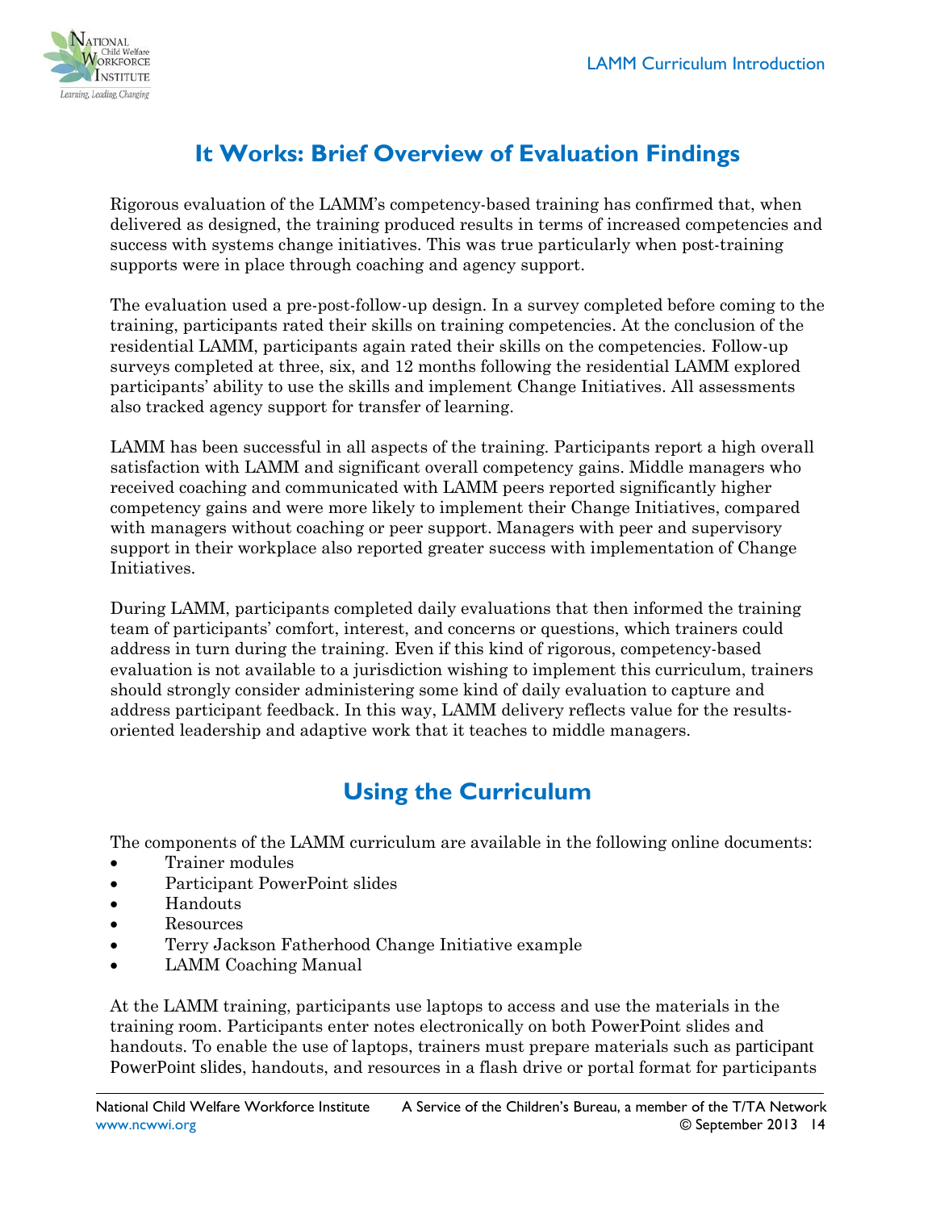## It Works: Brief Overview of Evaluation Findings

Rigorous evaluation of the LAMM's competency-based training has confirmed that, when delivered as designed, the training produced results in terms of increased competencies and success with systems change initiatives. This was true particularly when post-training supports were in place through coaching and agency support.

The evaluation used a pre-post-follow-up design. In a survey completed before coming to the training, participants rated their skills on training competencies. At the conclusion of the residential LAMM, participants again rated their skills on the competencies. Follow-up surveys completed at three, six, and 12 months following the residential LAMM explored participants' ability to use the skills and implement Change Initiatives. All assessments also tracked agency support for transfer of learning.

LAMM has been successful in all aspects of the training. Participants report a high overall satisfaction with LAMM and significant overall competency gains. Middle managers who received coaching and communicated with LAMM peers reported significantly higher competency gains and were more likely to implement their Change Initiatives, compared with managers without coaching or peer support. Managers with peer and supervisory support in their workplace also reported greater success with implementation of Change Initiatives.

During LAMM, participants completed daily evaluations that then informed the training team of participants' comfort, interest, and concerns or questions, which trainers could address in turn during the training. Even if this kind of rigorous, competency-based evaluation is not available to a jurisdiction wishing to implement this curriculum, trainers should strongly consider administering some kind of daily evaluation to capture and address participant feedback. In this way, LAMM delivery reflects value for the results-oriented leadership and adaptive work that it teaches to middle managers.

## Using the Curriculum

The components of the LAMM curriculum are available in the following online documents:

- Trainer modules
- Participant PowerPoint slides
- Handouts
- Resources
- Terry Jackson Fatherhood Change Initiative example
- LAMM Coaching Manual

At the LAMM training, participants use laptops to access and use the materials in the training room. Participants enter notes electronically on both PowerPoint slides and handouts. To enable the use of laptops, trainers must prepare materials such as participant PowerPoint slides, handouts, and resources in a flash drive or portal format for participants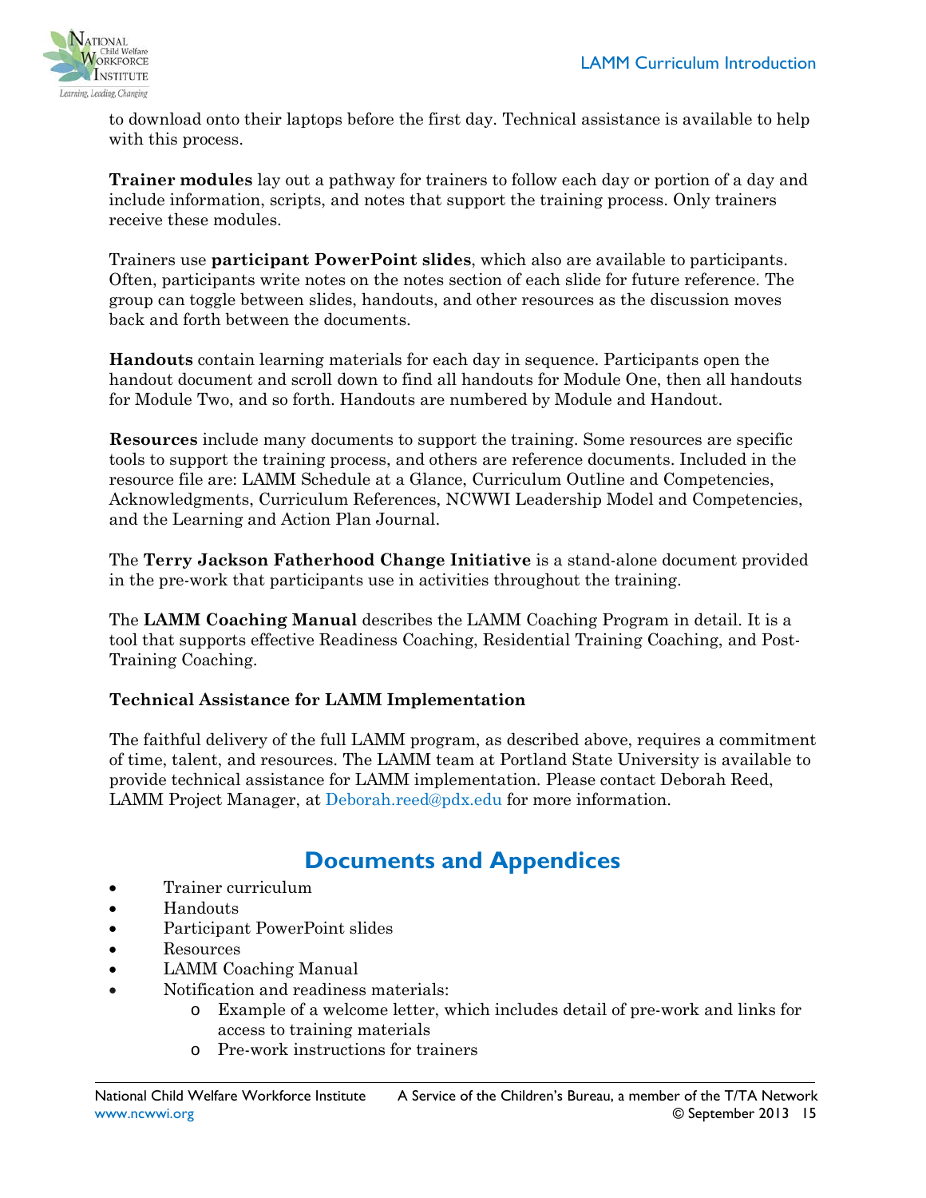to download onto their laptops before the first day. Technical assistance is available to help with this process.

**Trainer modules** lay out a pathway for trainers to follow each day or portion of a day and include information, scripts, and notes that support the training process. Only trainers receive these modules.

Trainers use **participant PowerPoint slides**, which also are available to participants. Often, participants write notes on the notes section of each slide for future reference. The group can toggle between slides, handouts, and other resources as the discussion moves back and forth between the documents.

**Handouts** contain learning materials for each day in sequence. Participants open the handout document and scroll down to find all handouts for Module One, then all handouts for Module Two, and so forth. Handouts are numbered by Module and Handout.

**Resources** include many documents to support the training. Some resources are specific tools to support the training process, and others are reference documents. Included in the resource file are: LAMM Schedule at a Glance, Curriculum Outline and Competencies, Acknowledgments, Curriculum References, NCWWI Leadership Model and Competencies, and the Learning and Action Plan Journal.

The **Terry Jackson Fatherhood Change Initiative** is a stand-alone document provided in the pre-work that participants use in activities throughout the training.

The **LAMM Coaching Manual** describes the LAMM Coaching Program in detail. It is a tool that supports effective Readiness Coaching, Residential Training Coaching, and Post-Training Coaching.

**Technical Assistance for LAMM Implementation**

The faithful delivery of the full LAMM program, as described above, requires a commitment of time, talent, and resources. The LAMM team at Portland State University is available to provide technical assistance for LAMM implementation. Please contact Deborah Reed, LAMM Project Manager, at Deborah.reed@pdx.edu for more information.

## Documents and Appendices

- Trainer curriculum
- Handouts
- Participant PowerPoint slides
- Resources
- LAMM Coaching Manual
- Notification and readiness materials:
  - Example of a welcome letter, which includes detail of pre-work and links for access to training materials
  - Pre-work instructions for trainers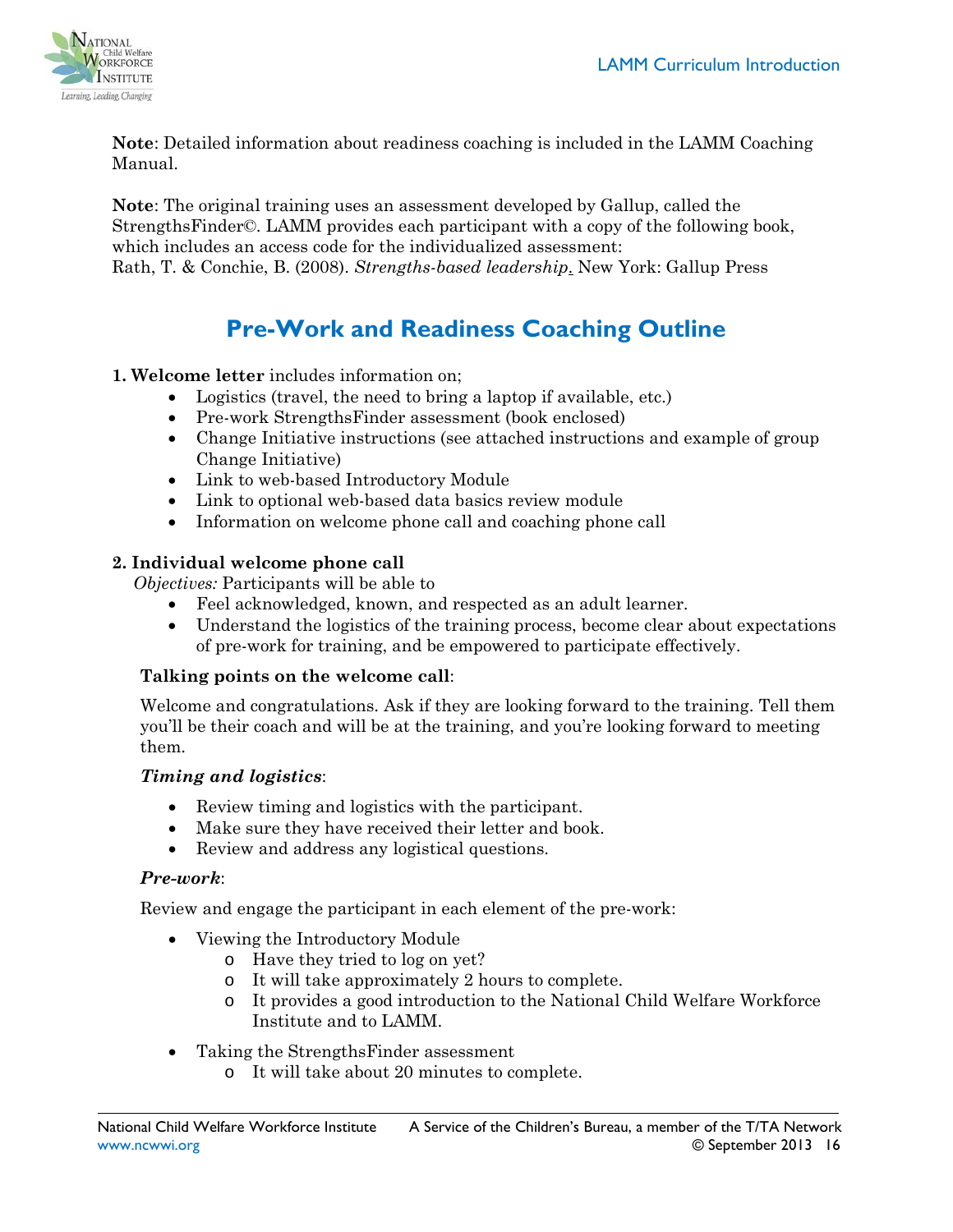**Note**: Detailed information about readiness coaching is included in the LAMM Coaching Manual.

**Note**: The original training uses an assessment developed by Gallup, called the StrengthsFinder©. LAMM provides each participant with a copy of the following book, which includes an access code for the individualized assessment:
Rath, T. & Conchie, B. (2008). *Strengths-based leadership*. New York: Gallup Press

## Pre-Work and Readiness Coaching Outline

**1. Welcome letter** includes information on;

- Logistics (travel, the need to bring a laptop if available, etc.)
- Pre-work StrengthsFinder assessment (book enclosed)
- Change Initiative instructions (see attached instructions and example of group Change Initiative)
- Link to web-based Introductory Module
- Link to optional web-based data basics review module
- Information on welcome phone call and coaching phone call

**2. Individual welcome phone call**

*Objectives:* Participants will be able to

- Feel acknowledged, known, and respected as an adult learner.
- Understand the logistics of the training process, become clear about expectations of pre-work for training, and be empowered to participate effectively.

**Talking points on the welcome call**:

Welcome and congratulations. Ask if they are looking forward to the training. Tell them you'll be their coach and will be at the training, and you're looking forward to meeting them.

***Timing and logistics***:

- Review timing and logistics with the participant.
- Make sure they have received their letter and book.
- Review and address any logistical questions.

***Pre-work***:

Review and engage the participant in each element of the pre-work:

- Viewing the Introductory Module
  - Have they tried to log on yet?
  - It will take approximately 2 hours to complete.
  - It provides a good introduction to the National Child Welfare Workforce Institute and to LAMM.
- Taking the StrengthsFinder assessment
  - It will take about 20 minutes to complete.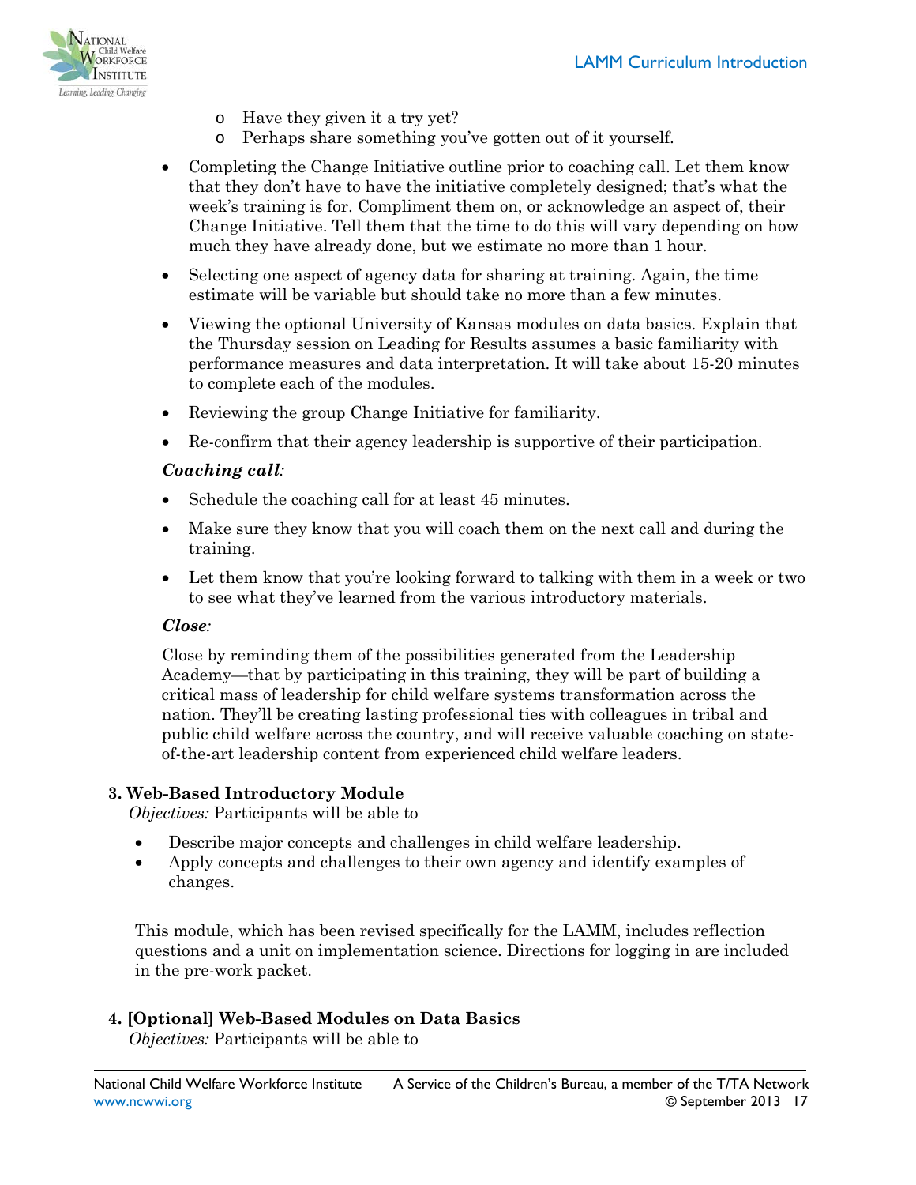- Have they given it a try yet?
    - Perhaps share something you've gotten out of it yourself.

- Completing the Change Initiative outline prior to coaching call. Let them know that they don't have to have the initiative completely designed; that's what the week's training is for. Compliment them on, or acknowledge an aspect of, their Change Initiative. Tell them that the time to do this will vary depending on how much they have already done, but we estimate no more than 1 hour.
- Selecting one aspect of agency data for sharing at training. Again, the time estimate will be variable but should take no more than a few minutes.
- Viewing the optional University of Kansas modules on data basics. Explain that the Thursday session on Leading for Results assumes a basic familiarity with performance measures and data interpretation. It will take about 15-20 minutes to complete each of the modules.
- Reviewing the group Change Initiative for familiarity.
- Re-confirm that their agency leadership is supportive of their participation.

***Coaching call:***

- Schedule the coaching call for at least 45 minutes.
- Make sure they know that you will coach them on the next call and during the training.
- Let them know that you're looking forward to talking with them in a week or two to see what they've learned from the various introductory materials.

***Close:***

Close by reminding them of the possibilities generated from the Leadership Academy—that by participating in this training, they will be part of building a critical mass of leadership for child welfare systems transformation across the nation. They'll be creating lasting professional ties with colleagues in tribal and public child welfare across the country, and will receive valuable coaching on state-of-the-art leadership content from experienced child welfare leaders.

### 3. Web-Based Introductory Module

*Objectives:* Participants will be able to

- Describe major concepts and challenges in child welfare leadership.
- Apply concepts and challenges to their own agency and identify examples of changes.

This module, which has been revised specifically for the LAMM, includes reflection questions and a unit on implementation science. Directions for logging in are included in the pre-work packet.

### 4. [Optional] Web-Based Modules on Data Basics

*Objectives:* Participants will be able to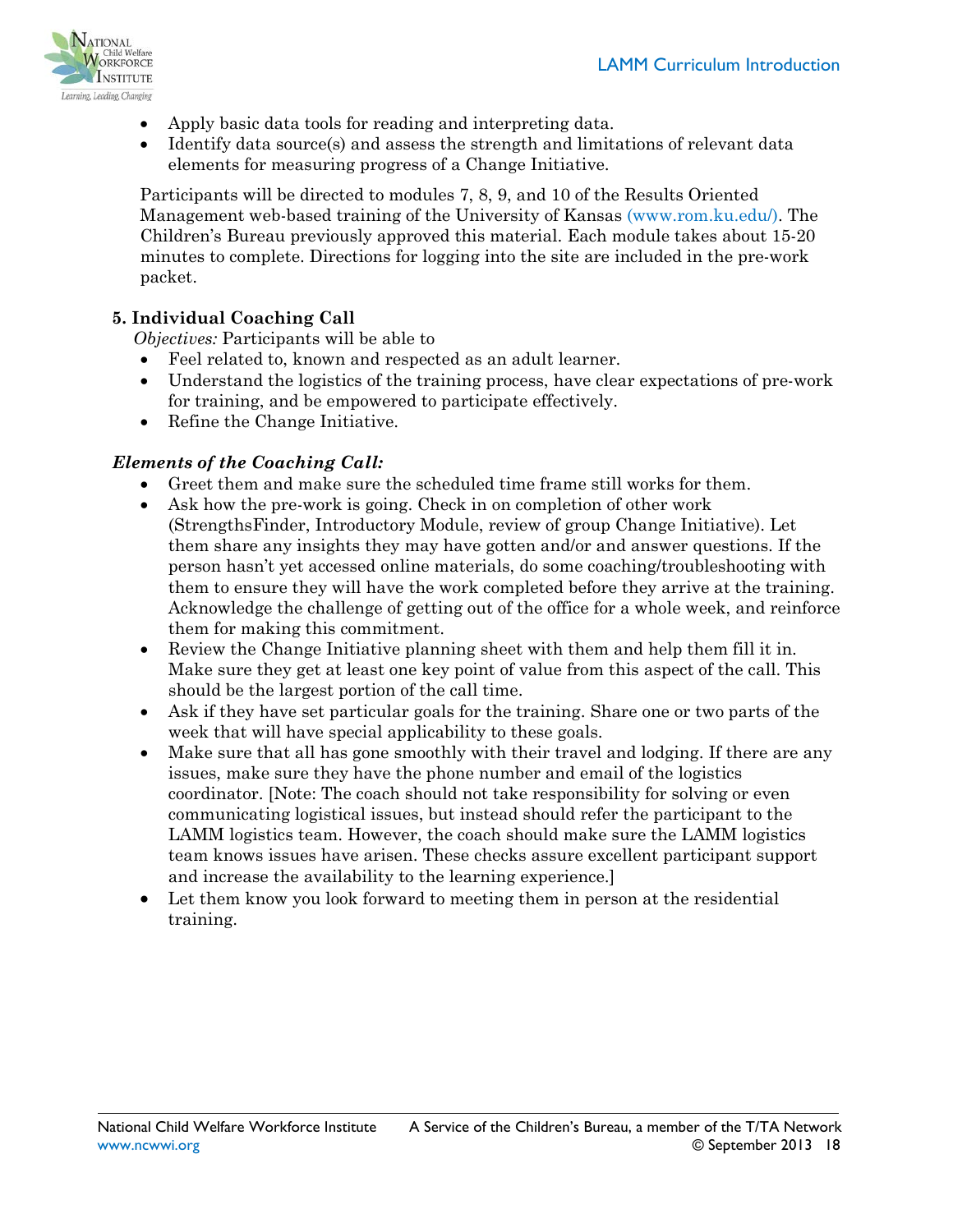- Apply basic data tools for reading and interpreting data.
- Identify data source(s) and assess the strength and limitations of relevant data elements for measuring progress of a Change Initiative.

Participants will be directed to modules 7, 8, 9, and 10 of the Results Oriented Management web-based training of the University of Kansas (www.rom.ku.edu/). The Children's Bureau previously approved this material. Each module takes about 15-20 minutes to complete. Directions for logging into the site are included in the pre-work packet.

**5. Individual Coaching Call**

*Objectives:* Participants will be able to

- Feel related to, known and respected as an adult learner.
- Understand the logistics of the training process, have clear expectations of pre-work for training, and be empowered to participate effectively.
- Refine the Change Initiative.

***Elements of the Coaching Call:***

- Greet them and make sure the scheduled time frame still works for them.
- Ask how the pre-work is going. Check in on completion of other work (StrengthsFinder, Introductory Module, review of group Change Initiative). Let them share any insights they may have gotten and/or and answer questions. If the person hasn't yet accessed online materials, do some coaching/troubleshooting with them to ensure they will have the work completed before they arrive at the training. Acknowledge the challenge of getting out of the office for a whole week, and reinforce them for making this commitment.
- Review the Change Initiative planning sheet with them and help them fill it in. Make sure they get at least one key point of value from this aspect of the call. This should be the largest portion of the call time.
- Ask if they have set particular goals for the training. Share one or two parts of the week that will have special applicability to these goals.
- Make sure that all has gone smoothly with their travel and lodging. If there are any issues, make sure they have the phone number and email of the logistics coordinator. [Note: The coach should not take responsibility for solving or even communicating logistical issues, but instead should refer the participant to the LAMM logistics team. However, the coach should make sure the LAMM logistics team knows issues have arisen. These checks assure excellent participant support and increase the availability to the learning experience.]
- Let them know you look forward to meeting them in person at the residential training.